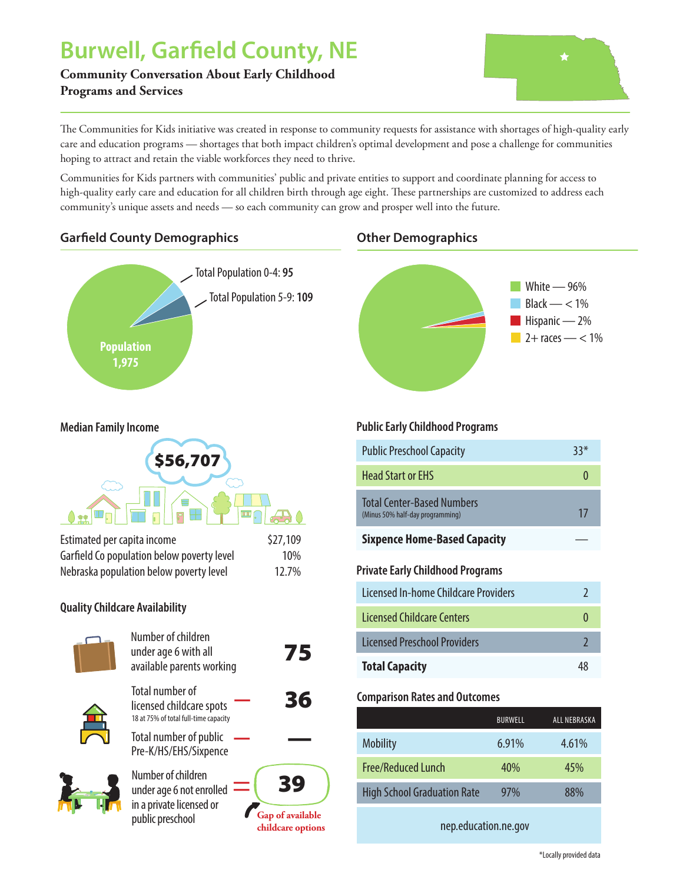# Burwell, Garfield County, NE

**Community Conversation About Early Childhood Programs and Services**

The Communities for Kids initiative was created in response to community requests for assistance with shortages of high-quality early care and education programs — shortages that both impact children's optimal development and pose a challenge for communities hoping to attract and retain the viable workforces they need to thrive.

Communities for Kids partners with communities' public and private entities to support and coordinate planning for access to high-quality early care and education for all children birth through age eight. These partnerships are customized to address each community's unique assets and needs — so each community can grow and prosper well into the future.

## Garfield County Demographics

- Population **1,975**
- Total Population 0-4: **95**
- Total Population 5-9: **109**

## Other Demographics

- White — 96%
- Black — < 1%
- Hispanic — 2%
- 2+ races — < 1%

### Median Family Income

**$56,707**

| | |
|---|---|
| Estimated per capita income | $27,109 |
| Garfield Co population below poverty level | 10% |
| Nebraska population below poverty level | 12.7% |

### Quality Childcare Availability

| | |
|---|---|
| Number of children under age 6 with all available parents working | **75** |
| − Total number of licensed childcare spots (18 at 75% of total full-time capacity) | **36** |
| − Total number of public Pre-K/HS/EHS/Sixpence | **—** |
| = Number of children under age 6 not enrolled in a private licensed or public preschool | **39** |

Gap of available childcare options

### Public Early Childhood Programs

| | |
|---|---|
| Public Preschool Capacity | 33* |
| Head Start or EHS | 0 |
| Total Center-Based Numbers (Minus 50% half-day programming) | 17 |
| **Sixpence Home-Based Capacity** | — |

### Private Early Childhood Programs

| | |
|---|---|
| Licensed In-home Childcare Providers | 2 |
| Licensed Childcare Centers | 0 |
| Licensed Preschool Providers | 2 |
| **Total Capacity** | 48 |

### Comparison Rates and Outcomes

| | BURWELL | ALL NEBRASKA |
|---|---|---|
| Mobility | 6.91% | 4.61% |
| Free/Reduced Lunch | 40% | 45% |
| High School Graduation Rate | 97% | 88% |

nep.education.ne.gov

*Locally provided data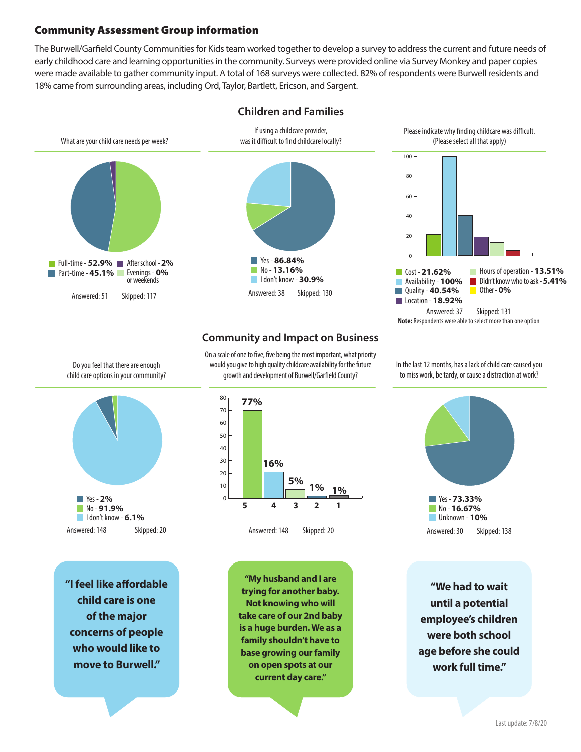## Community Assessment Group information

The Burwell/Garfield County Communities for Kids team worked together to develop a survey to address the current and future needs of early childhood care and learning opportunities in the community. Surveys were provided online via Survey Monkey and paper copies were made available to gather community input. A total of 168 surveys were collected. 82% of respondents were Burwell residents and 18% came from surrounding areas, including Ord, Taylor, Bartlett, Ericson, and Sargent.

### Children and Families

What are your child care needs per week?

Full-time - **52.9%**
Part-time - **45.1%**
After school - **2%**
Evenings - **0%** or weekends

Answered: 51 Skipped: 117

If using a childcare provider, was it difficult to find childcare locally?

Yes - **86.84%**
No - **13.16%**
I don't know - **30.9%**

Answered: 38 Skipped: 130

Please indicate why finding childcare was difficult. (Please select all that apply)

100
80
60
40
20
0

Cost - **21.62%**
Availability - **100%**
Quality - **40.54%**
Location - **18.92%**
Hours of operation - **13.51%**
Didn't know who to ask - **5.41%**
Other - **0%**

Answered: 37 Skipped: 131

**Note:** Respondents were able to select more than one option

### Community and Impact on Business

Do you feel that there are enough child care options in your community?

Yes - **2%**
No - **91.9%**
I don't know - **6.1%**

Answered: 148 Skipped: 20

On a scale of one to five, five being the most important, what priority would you give to high quality childcare availability for the future growth and development of Burwell/Garfield County?

80
70
60
50
40
30
20
10
0

**77%** **16%** **5%** **1%** **1%**

5 4 3 2 1

Answered: 148 Skipped: 20

In the last 12 months, has a lack of child care caused you to miss work, be tardy, or cause a distraction at work?

Yes - **73.33%**
No - **16.67%**
Unknown - **10%**

Answered: 30 Skipped: 138

**"I feel like affordable child care is one of the major concerns of people who would like to move to Burwell."**

**"My husband and I are trying for another baby. Not knowing who will take care of our 2nd baby is a huge burden. We as a family shouldn't have to base growing our family on open spots at our current day care."**

**"We had to wait until a potential employee's children were both school age before she could work full time."**

Last update: 7/8/20